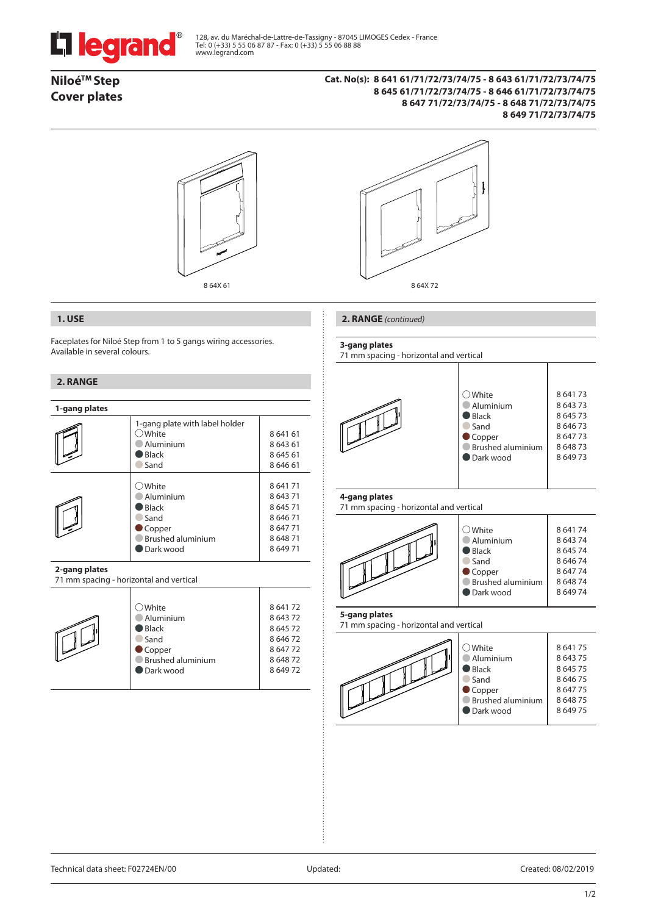128, av. du Maréchal-de-Lattre-de-Tassigny - 87045 LIMOGES Cedex - France
Tel: 0 (+33) 5 55 06 87 87 - Fax: 0 (+33) 5 55 06 88 88
www.legrand.com

# Niloé™ Step Cover plates

**Cat. No(s): 8 641 61/71/72/73/74/75 - 8 643 61/71/72/73/74/75 8 645 61/71/72/73/74/75 - 8 646 61/71/72/73/74/75 8 647 71/72/73/74/75 - 8 648 71/72/73/74/75 8 649 71/72/73/74/75**

8 64X 61

8 64X 72

## 1. USE

Faceplates for Niloé Step from 1 to 5 gangs wiring accessories.
Available in several colours.

## 2. RANGE

**1-gang plates**

| | | |
|---|---|---|
| | 1-gang plate with label holder | |
| | White | 8 641 61 |
| | Aluminium | 8 643 61 |
| | Black | 8 645 61 |
| | Sand | 8 646 61 |
| | White | 8 641 71 |
| | Aluminium | 8 643 71 |
| | Black | 8 645 71 |
| | Sand | 8 646 71 |
| | Copper | 8 647 71 |
| | Brushed aluminium | 8 648 71 |
| | Dark wood | 8 649 71 |

**2-gang plates**
71 mm spacing - horizontal and vertical

| | | |
|---|---|---|
| | White | 8 641 72 |
| | Aluminium | 8 643 72 |
| | Black | 8 645 72 |
| | Sand | 8 646 72 |
| | Copper | 8 647 72 |
| | Brushed aluminium | 8 648 72 |
| | Dark wood | 8 649 72 |

## 2. RANGE *(continued)*

**3-gang plates**
71 mm spacing - horizontal and vertical

| | | |
|---|---|---|
| | White | 8 641 73 |
| | Aluminium | 8 643 73 |
| | Black | 8 645 73 |
| | Sand | 8 646 73 |
| | Copper | 8 647 73 |
| | Brushed aluminium | 8 648 73 |
| | Dark wood | 8 649 73 |

**4-gang plates**
71 mm spacing - horizontal and vertical

| | | |
|---|---|---|
| | White | 8 641 74 |
| | Aluminium | 8 643 74 |
| | Black | 8 645 74 |
| | Sand | 8 646 74 |
| | Copper | 8 647 74 |
| | Brushed aluminium | 8 648 74 |
| | Dark wood | 8 649 74 |

**5-gang plates**
71 mm spacing - horizontal and vertical

| | | |
|---|---|---|
| | White | 8 641 75 |
| | Aluminium | 8 643 75 |
| | Black | 8 645 75 |
| | Sand | 8 646 75 |
| | Copper | 8 647 75 |
| | Brushed aluminium | 8 648 75 |
| | Dark wood | 8 649 75 |

Technical data sheet: F02724EN/00 Updated: Created: 08/02/2019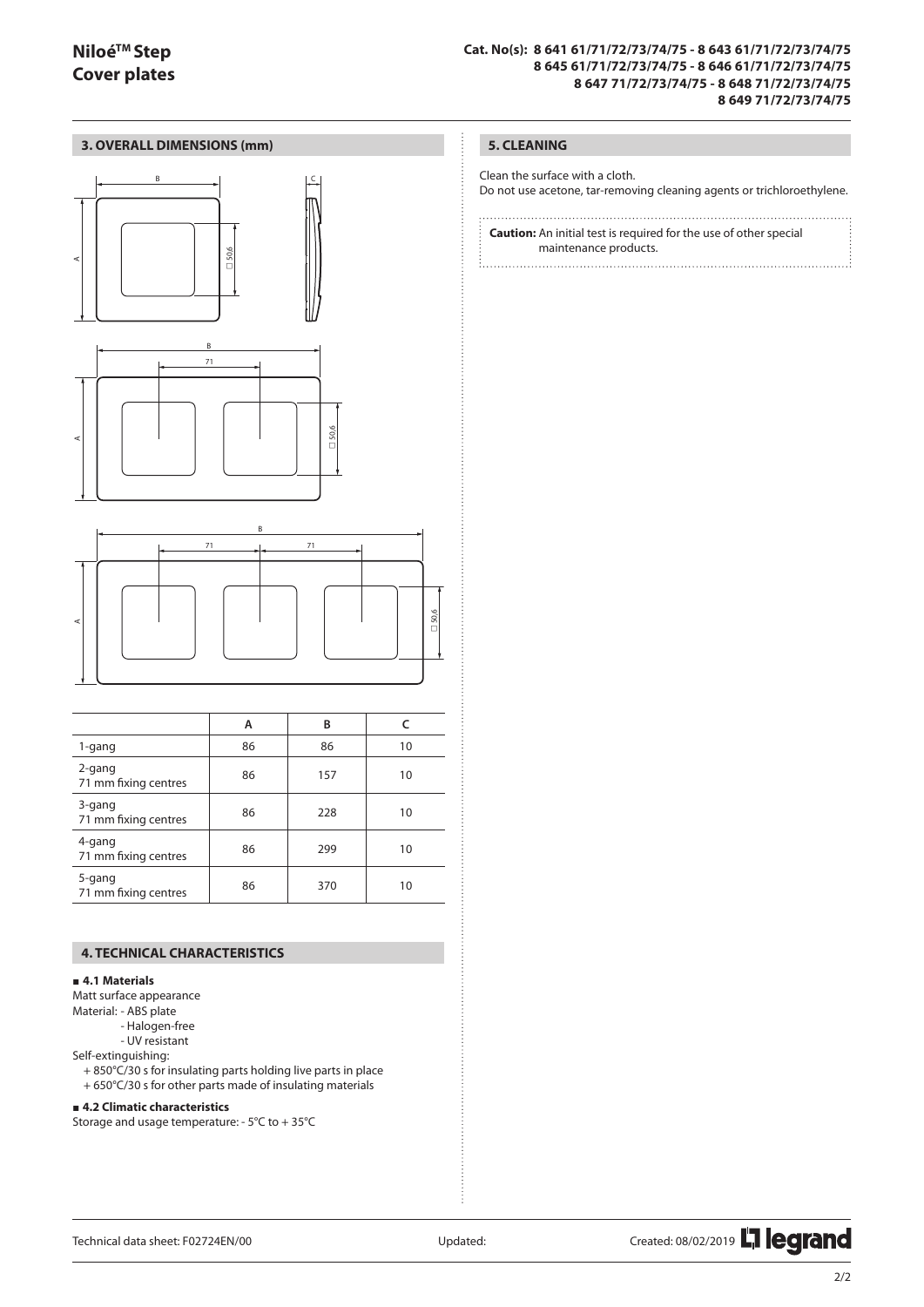# Niloé™ Step Cover plates

**Cat. No(s): 8 641 61/71/72/73/74/75 - 8 643 61/71/72/73/74/75 8 645 61/71/72/73/74/75 - 8 646 61/71/72/73/74/75 8 647 71/72/73/74/75 - 8 648 71/72/73/74/75 8 649 71/72/73/74/75**

## 3. OVERALL DIMENSIONS (mm)

B
C
A
□ 50,6

B
71
A
□ 50,6

B
71
71
A
□ 50,6

| | A | B | C |
|---|---|---|---|
| 1-gang | 86 | 86 | 10 |
| 2-gang<br>71 mm fixing centres | 86 | 157 | 10 |
| 3-gang<br>71 mm fixing centres | 86 | 228 | 10 |
| 4-gang<br>71 mm fixing centres | 86 | 299 | 10 |
| 5-gang<br>71 mm fixing centres | 86 | 370 | 10 |

## 4. TECHNICAL CHARACTERISTICS

### ■ 4.1 Materials

Matt surface appearance

Material: - ABS plate
- Halogen-free
- UV resistant

Self-extinguishing:
+ 850°C/30 s for insulating parts holding live parts in place
+ 650°C/30 s for other parts made of insulating materials

### ■ 4.2 Climatic characteristics

Storage and usage temperature: - 5°C to + 35°C

## 5. CLEANING

Clean the surface with a cloth.
Do not use acetone, tar-removing cleaning agents or trichloroethylene.

**Caution:** An initial test is required for the use of other special maintenance products.

Technical data sheet: F02724EN/00 Updated: Created: 08/02/2019